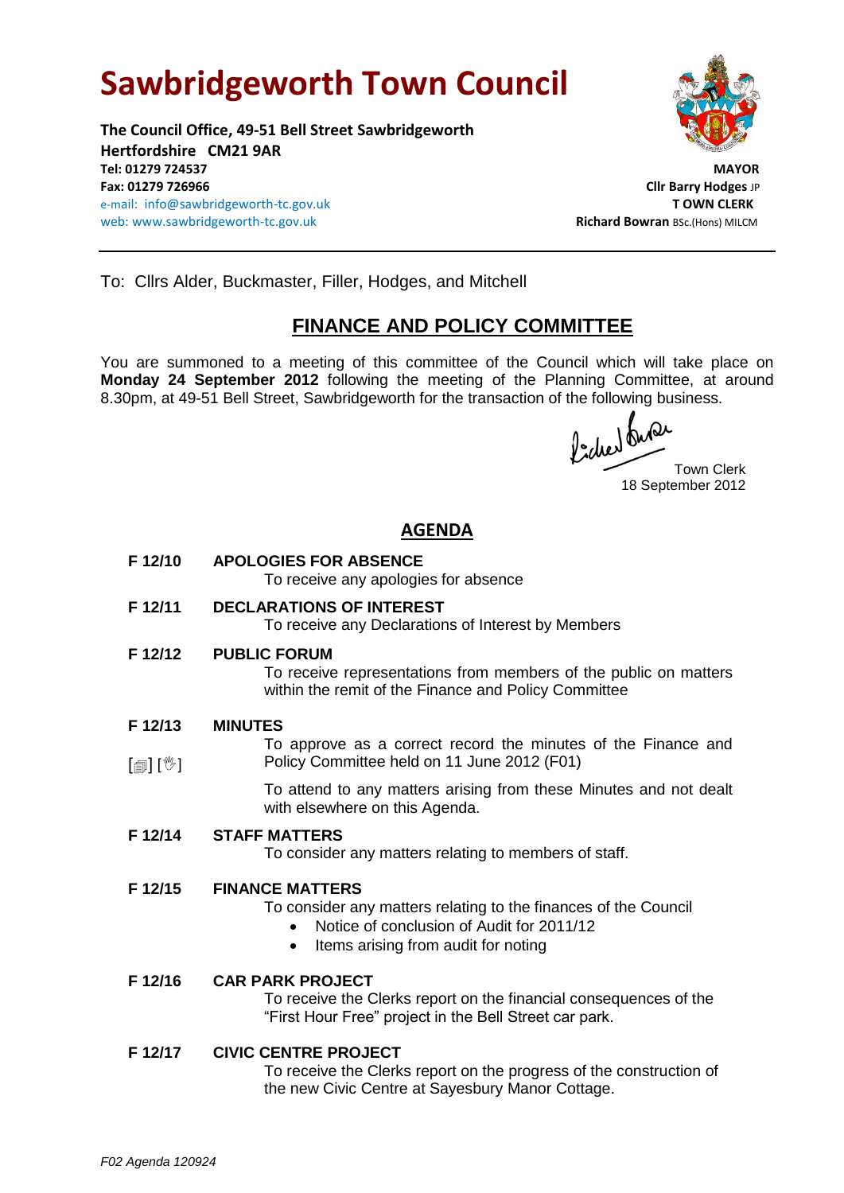# Sawbridgeworth Town Council

**The Council Office, 49-51 Bell Street Sawbridgeworth**
**Hertfordshire CM21 9AR**
**Tel: 01279 724537**
**Fax: 01279 726966**
e-mail: info@sawbridgeworth-tc.gov.uk
web: www.sawbridgeworth-tc.gov.uk

**MAYOR**
**Cllr Barry Hodges** JP
**T OWN CLERK**
**Richard Bowran** BSc.(Hons) MILCM

To: Cllrs Alder, Buckmaster, Filler, Hodges, and Mitchell

## FINANCE AND POLICY COMMITTEE

You are summoned to a meeting of this committee of the Council which will take place on **Monday 24 September 2012** following the meeting of the Planning Committee, at around 8.30pm, at 49-51 Bell Street, Sawbridgeworth for the transaction of the following business.

Town Clerk
18 September 2012

## AGENDA

**F 12/10 APOLOGIES FOR ABSENCE**
To receive any apologies for absence

**F 12/11 DECLARATIONS OF INTEREST**
To receive any Declarations of Interest by Members

**F 12/12 PUBLIC FORUM**
To receive representations from members of the public on matters within the remit of the Finance and Policy Committee

**F 12/13 MINUTES**
[🗐] [✋] To approve as a correct record the minutes of the Finance and Policy Committee held on 11 June 2012 (F01)

To attend to any matters arising from these Minutes and not dealt with elsewhere on this Agenda.

**F 12/14 STAFF MATTERS**
To consider any matters relating to members of staff.

**F 12/15 FINANCE MATTERS**
To consider any matters relating to the finances of the Council
- Notice of conclusion of Audit for 2011/12
- Items arising from audit for noting

**F 12/16 CAR PARK PROJECT**
To receive the Clerks report on the financial consequences of the "First Hour Free" project in the Bell Street car park.

**F 12/17 CIVIC CENTRE PROJECT**
To receive the Clerks report on the progress of the construction of the new Civic Centre at Sayesbury Manor Cottage.

*F02 Agenda 120924*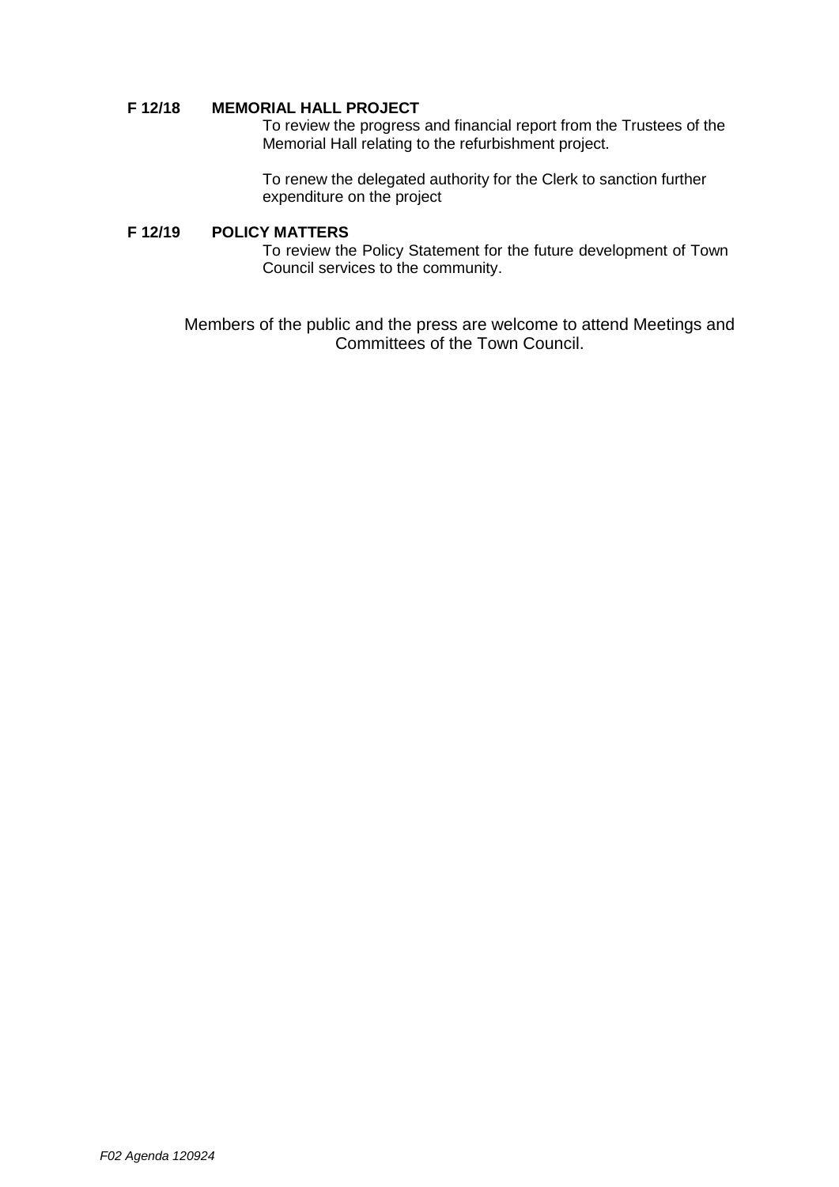**F 12/18 MEMORIAL HALL PROJECT**

To review the progress and financial report from the Trustees of the Memorial Hall relating to the refurbishment project.

To renew the delegated authority for the Clerk to sanction further expenditure on the project

**F 12/19 POLICY MATTERS**

To review the Policy Statement for the future development of Town Council services to the community.

Members of the public and the press are welcome to attend Meetings and Committees of the Town Council.